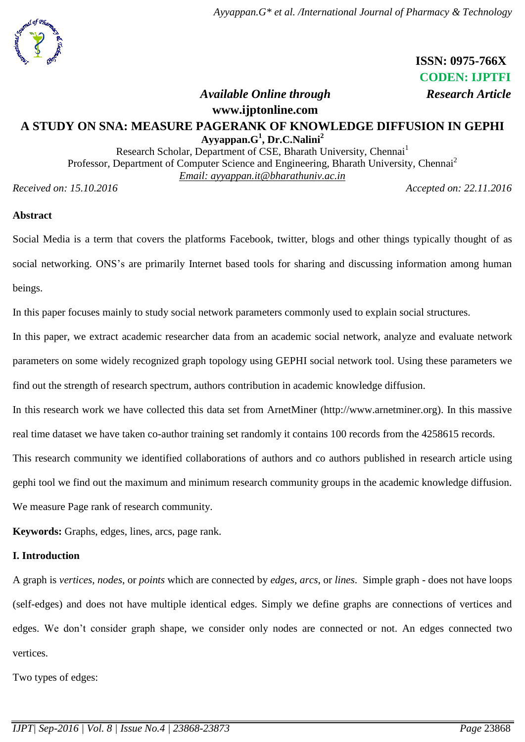**ISSN: 0975-766X**
**CODEN: IJPTFI**

*Available Online through* *Research Article*
**www.ijptonline.com**

# A STUDY ON SNA: MEASURE PAGERANK OF KNOWLEDGE DIFFUSION IN GEPHI

**Ayyappan.G[1], Dr.C.Nalini[2]**

Research Scholar, Department of CSE, Bharath University, Chennai[1]
Professor, Department of Computer Science and Engineering, Bharath University, Chennai[2]
Email: ayyappan.it@bharathuniv.ac.in

*Received on: 15.10.2016* *Accepted on: 22.11.2016*

## Abstract

Social Media is a term that covers the platforms Facebook, twitter, blogs and other things typically thought of as social networking. ONS's are primarily Internet based tools for sharing and discussing information among human beings.

In this paper focuses mainly to study social network parameters commonly used to explain social structures.

In this paper, we extract academic researcher data from an academic social network, analyze and evaluate network parameters on some widely recognized graph topology using GEPHI social network tool. Using these parameters we find out the strength of research spectrum, authors contribution in academic knowledge diffusion.

In this research work we have collected this data set from ArnetMiner (http://www.arnetminer.org). In this massive real time dataset we have taken co-author training set randomly it contains 100 records from the 4258615 records.

This research community we identified collaborations of authors and co authors published in research article using gephi tool we find out the maximum and minimum research community groups in the academic knowledge diffusion. We measure Page rank of research community.

**Keywords:** Graphs, edges, lines, arcs, page rank.

## I. Introduction

A graph is *vertices*, *nodes*, or *points* which are connected by *edges*, *arcs*, or *lines*. Simple graph - does not have loops (self-edges) and does not have multiple identical edges. Simply we define graphs are connections of vertices and edges. We don't consider graph shape, we consider only nodes are connected or not. An edges connected two vertices.

Two types of edges: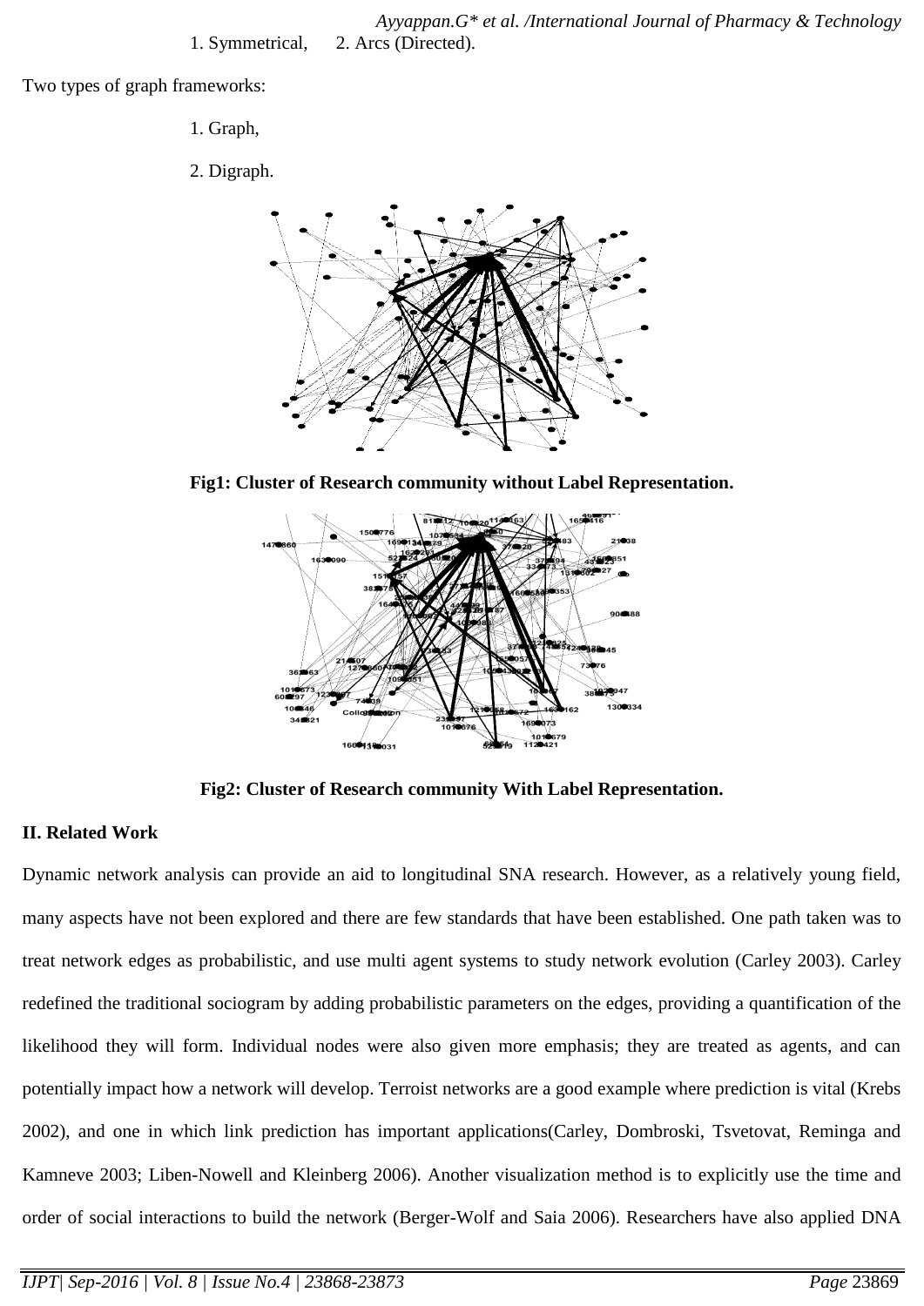1. Symmetrical, 2. Arcs (Directed).

Two types of graph frameworks:

1. Graph,
2. Digraph.

**Fig1: Cluster of Research community without Label Representation.**

**Fig2: Cluster of Research community With Label Representation.**

## II. Related Work

Dynamic network analysis can provide an aid to longitudinal SNA research. However, as a relatively young field, many aspects have not been explored and there are few standards that have been established. One path taken was to treat network edges as probabilistic, and use multi agent systems to study network evolution (Carley 2003). Carley redefined the traditional sociogram by adding probabilistic parameters on the edges, providing a quantification of the likelihood they will form. Individual nodes were also given more emphasis; they are treated as agents, and can potentially impact how a network will develop. Terroist networks are a good example where prediction is vital (Krebs 2002), and one in which link prediction has important applications(Carley, Dombroski, Tsvetovat, Reminga and Kamneve 2003; Liben-Nowell and Kleinberg 2006). Another visualization method is to explicitly use the time and order of social interactions to build the network (Berger-Wolf and Saia 2006). Researchers have also applied DNA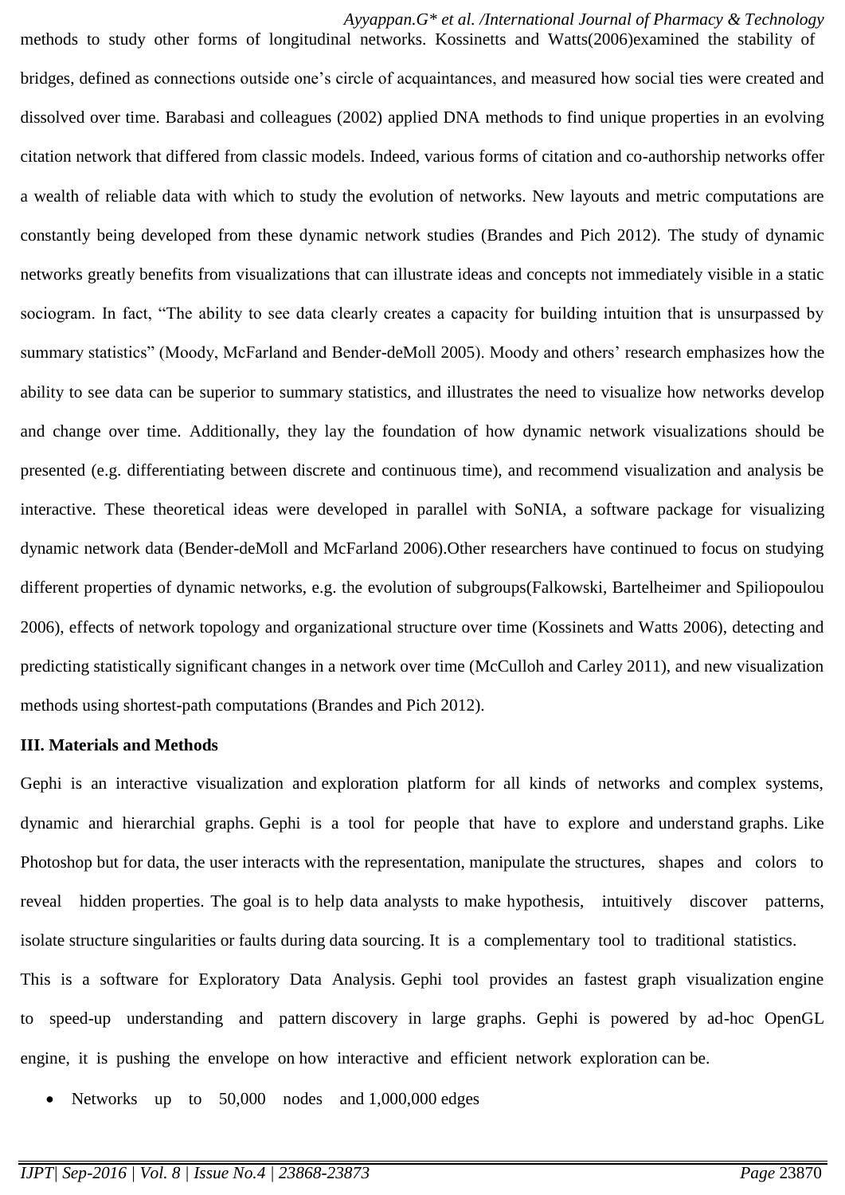methods to study other forms of longitudinal networks. Kossinetts and Watts(2006)examined the stability of bridges, defined as connections outside one's circle of acquaintances, and measured how social ties were created and dissolved over time. Barabasi and colleagues (2002) applied DNA methods to find unique properties in an evolving citation network that differed from classic models. Indeed, various forms of citation and co-authorship networks offer a wealth of reliable data with which to study the evolution of networks. New layouts and metric computations are constantly being developed from these dynamic network studies (Brandes and Pich 2012). The study of dynamic networks greatly benefits from visualizations that can illustrate ideas and concepts not immediately visible in a static sociogram. In fact, "The ability to see data clearly creates a capacity for building intuition that is unsurpassed by summary statistics" (Moody, McFarland and Bender-deMoll 2005). Moody and others' research emphasizes how the ability to see data can be superior to summary statistics, and illustrates the need to visualize how networks develop and change over time. Additionally, they lay the foundation of how dynamic network visualizations should be presented (e.g. differentiating between discrete and continuous time), and recommend visualization and analysis be interactive. These theoretical ideas were developed in parallel with SoNIA, a software package for visualizing dynamic network data (Bender-deMoll and McFarland 2006).Other researchers have continued to focus on studying different properties of dynamic networks, e.g. the evolution of subgroups(Falkowski, Bartelheimer and Spiliopoulou 2006), effects of network topology and organizational structure over time (Kossinets and Watts 2006), detecting and predicting statistically significant changes in a network over time (McCulloh and Carley 2011), and new visualization methods using shortest-path computations (Brandes and Pich 2012).

## III. Materials and Methods

Gephi is an interactive visualization and exploration platform for all kinds of networks and complex systems, dynamic and hierarchial graphs. Gephi is a tool for people that have to explore and understand graphs. Like Photoshop but for data, the user interacts with the representation, manipulate the structures, shapes and colors to reveal hidden properties. The goal is to help data analysts to make hypothesis, intuitively discover patterns, isolate structure singularities or faults during data sourcing. It is a complementary tool to traditional statistics.

This is a software for Exploratory Data Analysis. Gephi tool provides an fastest graph visualization engine to speed-up understanding and pattern discovery in large graphs. Gephi is powered by ad-hoc OpenGL engine, it is pushing the envelope on how interactive and efficient network exploration can be.

- Networks up to 50,000 nodes and 1,000,000 edges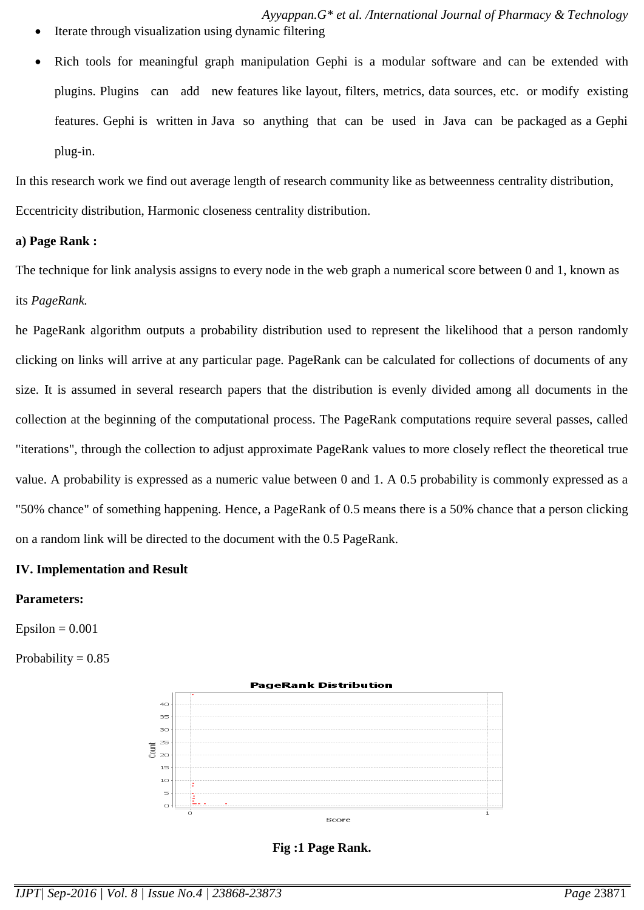- Iterate through visualization using dynamic filtering
- Rich tools for meaningful graph manipulation Gephi is a modular software and can be extended with plugins. Plugins can add new features like layout, filters, metrics, data sources, etc. or modify existing features. Gephi is written in Java so anything that can be used in Java can be packaged as a Gephi plug-in.

In this research work we find out average length of research community like as betweenness centrality distribution, Eccentricity distribution, Harmonic closeness centrality distribution.

**a) Page Rank :**

The technique for link analysis assigns to every node in the web graph a numerical score between 0 and 1, known as its *PageRank.*

he PageRank algorithm outputs a probability distribution used to represent the likelihood that a person randomly clicking on links will arrive at any particular page. PageRank can be calculated for collections of documents of any size. It is assumed in several research papers that the distribution is evenly divided among all documents in the collection at the beginning of the computational process. The PageRank computations require several passes, called "iterations", through the collection to adjust approximate PageRank values to more closely reflect the theoretical true value. A probability is expressed as a numeric value between 0 and 1. A 0.5 probability is commonly expressed as a "50% chance" of something happening. Hence, a PageRank of 0.5 means there is a 50% chance that a person clicking on a random link will be directed to the document with the 0.5 PageRank.

**IV. Implementation and Result**

**Parameters:**

Epsilon = 0.001

Probability = 0.85

**Fig :1 Page Rank.**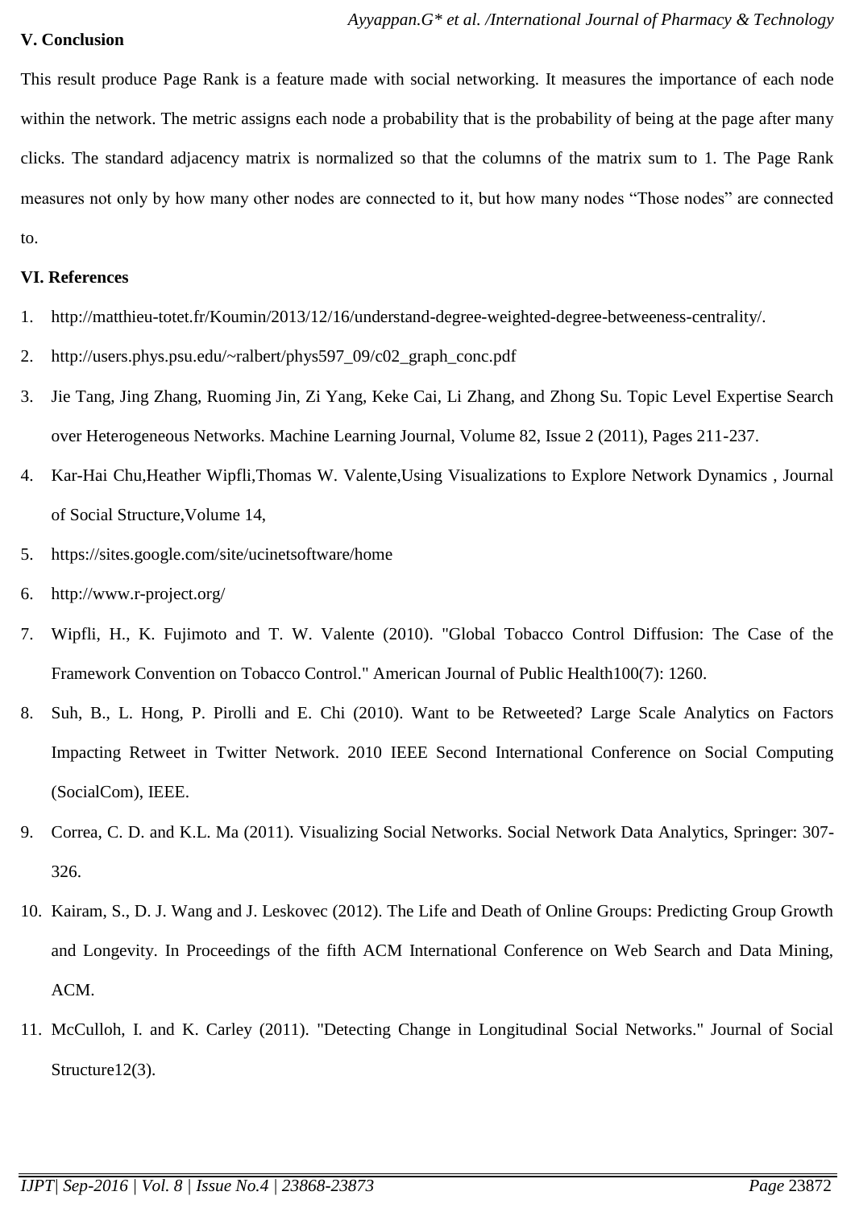## V. Conclusion

This result produce Page Rank is a feature made with social networking. It measures the importance of each node within the network. The metric assigns each node a probability that is the probability of being at the page after many clicks. The standard adjacency matrix is normalized so that the columns of the matrix sum to 1. The Page Rank measures not only by how many other nodes are connected to it, but how many nodes "Those nodes" are connected to.

## VI. References

1. http://matthieu-totet.fr/Koumin/2013/12/16/understand-degree-weighted-degree-betweeness-centrality/.
2. http://users.phys.psu.edu/~ralbert/phys597_09/c02_graph_conc.pdf
3. Jie Tang, Jing Zhang, Ruoming Jin, Zi Yang, Keke Cai, Li Zhang, and Zhong Su. Topic Level Expertise Search over Heterogeneous Networks. Machine Learning Journal, Volume 82, Issue 2 (2011), Pages 211-237.
4. Kar-Hai Chu,Heather Wipfli,Thomas W. Valente,Using Visualizations to Explore Network Dynamics , Journal of Social Structure,Volume 14,
5. https://sites.google.com/site/ucinetsoftware/home
6. http://www.r-project.org/
7. Wipfli, H., K. Fujimoto and T. W. Valente (2010). "Global Tobacco Control Diffusion: The Case of the Framework Convention on Tobacco Control." American Journal of Public Health100(7): 1260.
8. Suh, B., L. Hong, P. Pirolli and E. Chi (2010). Want to be Retweeted? Large Scale Analytics on Factors Impacting Retweet in Twitter Network. 2010 IEEE Second International Conference on Social Computing (SocialCom), IEEE.
9. Correa, C. D. and K.L. Ma (2011). Visualizing Social Networks. Social Network Data Analytics, Springer: 307-326.
10. Kairam, S., D. J. Wang and J. Leskovec (2012). The Life and Death of Online Groups: Predicting Group Growth and Longevity. In Proceedings of the fifth ACM International Conference on Web Search and Data Mining, ACM.
11. McCulloh, I. and K. Carley (2011). "Detecting Change in Longitudinal Social Networks." Journal of Social Structure12(3).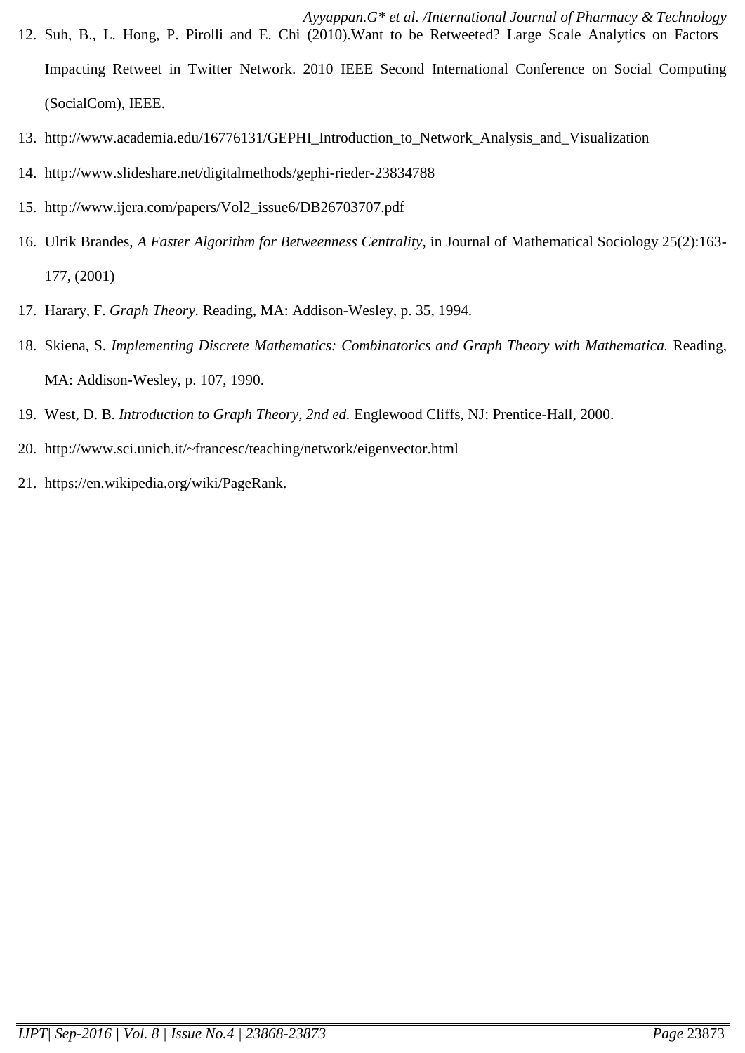12. Suh, B., L. Hong, P. Pirolli and E. Chi (2010).Want to be Retweeted? Large Scale Analytics on Factors Impacting Retweet in Twitter Network. 2010 IEEE Second International Conference on Social Computing (SocialCom), IEEE.
13. http://www.academia.edu/16776131/GEPHI_Introduction_to_Network_Analysis_and_Visualization
14. http://www.slideshare.net/digitalmethods/gephi-rieder-23834788
15. http://www.ijera.com/papers/Vol2_issue6/DB26703707.pdf
16. Ulrik Brandes, *A Faster Algorithm for Betweenness Centrality*, in Journal of Mathematical Sociology 25(2):163-177, (2001)
17. Harary, F. *Graph Theory.* Reading, MA: Addison-Wesley, p. 35, 1994.
18. Skiena, S. *Implementing Discrete Mathematics: Combinatorics and Graph Theory with Mathematica.* Reading, MA: Addison-Wesley, p. 107, 1990.
19. West, D. B. *Introduction to Graph Theory, 2nd ed.* Englewood Cliffs, NJ: Prentice-Hall, 2000.
20. http://www.sci.unich.it/~francesc/teaching/network/eigenvector.html
21. https://en.wikipedia.org/wiki/PageRank.